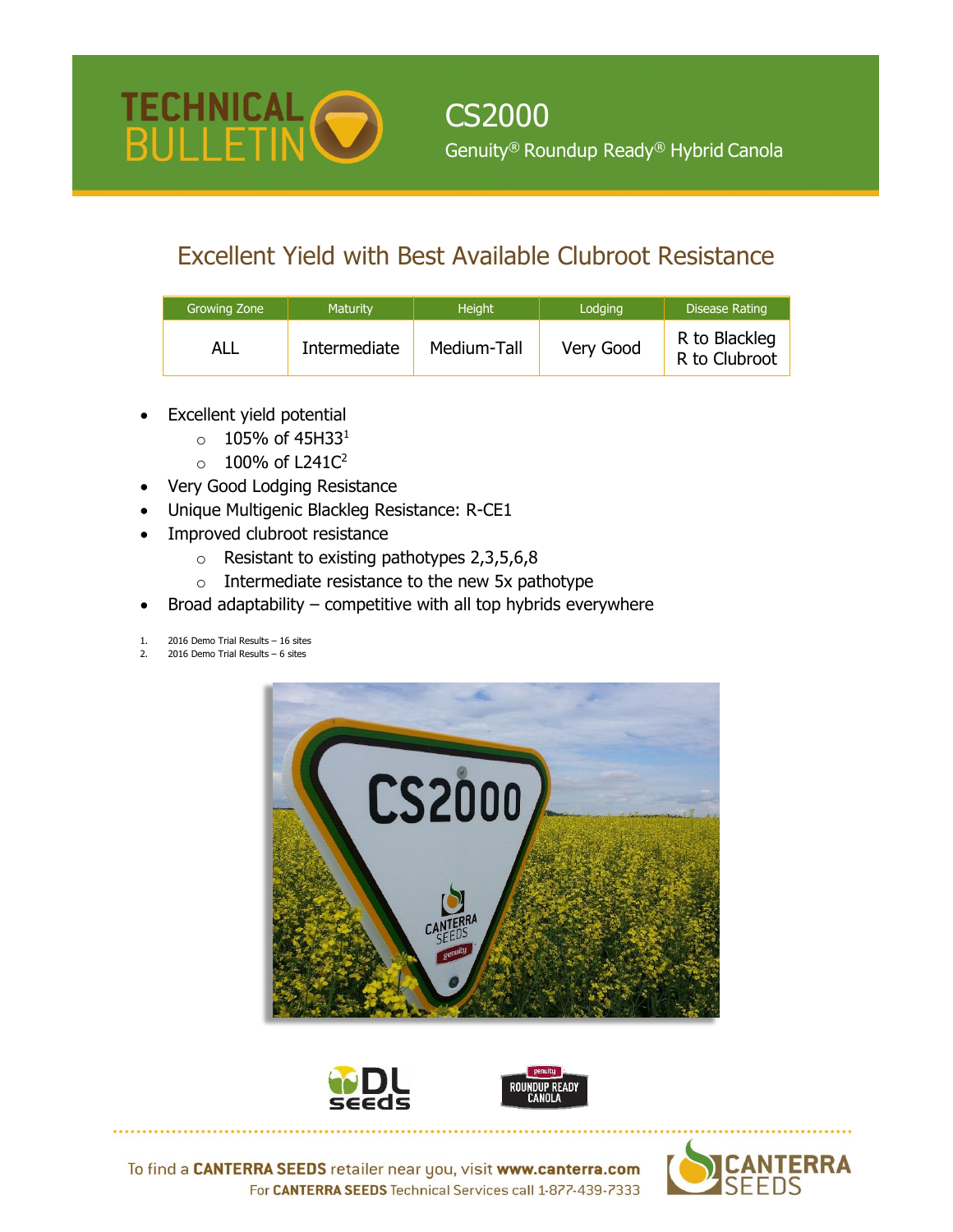# TECHNICAL BULLETIN

## CS2000

Genuity® Roundup Ready® Hybrid Canola

## Excellent Yield with Best Available Clubroot Resistance

| Growing Zone | Maturity | Height | Lodging | Disease Rating |
|---|---|---|---|---|
| ALL | Intermediate | Medium-Tall | Very Good | R to Blackleg<br>R to Clubroot |

- Excellent yield potential
  - 105% of 45H33[1]
  - 100% of L241C[2]
- Very Good Lodging Resistance
- Unique Multigenic Blackleg Resistance: R-CE1
- Improved clubroot resistance
  - Resistant to existing pathotypes 2,3,5,6,8
  - Intermediate resistance to the new 5x pathotype
- Broad adaptability – competitive with all top hybrids everywhere

1. 2016 Demo Trial Results – 16 sites
2. 2016 Demo Trial Results – 6 sites

To find a **CANTERRA SEEDS** retailer near you, visit **www.canterra.com**
For **CANTERRA SEEDS** Technical Services call 1-877-439-7333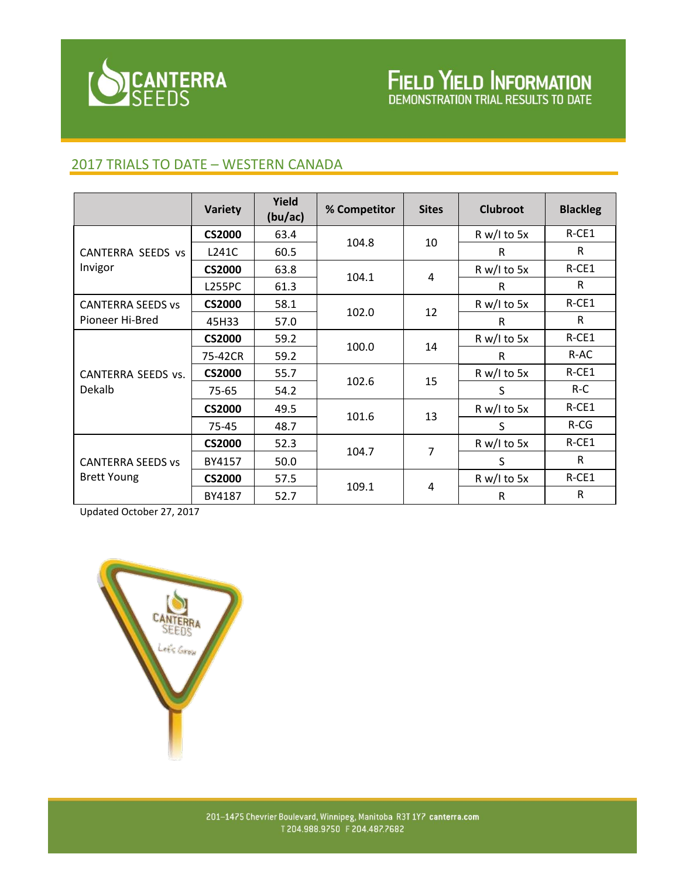# FIELD YIELD INFORMATION

DEMONSTRATION TRIAL RESULTS TO DATE

## 2017 TRIALS TO DATE – WESTERN CANADA

| | Variety | Yield (bu/ac) | % Competitor | Sites | Clubroot | Blackleg |
|---|---|---|---|---|---|---|
| CANTERRA SEEDS vs Invigor | **CS2000** | 63.4 | 104.8 | 10 | R w/I to 5x | R-CE1 |
| | L241C | 60.5 | | | R | R |
| | **CS2000** | 63.8 | 104.1 | 4 | R w/I to 5x | R-CE1 |
| | L255PC | 61.3 | | | R | R |
| CANTERRA SEEDS vs Pioneer Hi-Bred | **CS2000** | 58.1 | 102.0 | 12 | R w/I to 5x | R-CE1 |
| | 45H33 | 57.0 | | | R | R |
| CANTERRA SEEDS vs. Dekalb | **CS2000** | 59.2 | 100.0 | 14 | R w/I to 5x | R-CE1 |
| | 75-42CR | 59.2 | | | R | R-AC |
| | **CS2000** | 55.7 | 102.6 | 15 | R w/I to 5x | R-CE1 |
| | 75-65 | 54.2 | | | S | R-C |
| | **CS2000** | 49.5 | 101.6 | 13 | R w/I to 5x | R-CE1 |
| | 75-45 | 48.7 | | | S | R-CG |
| CANTERRA SEEDS vs Brett Young | **CS2000** | 52.3 | 104.7 | 7 | R w/I to 5x | R-CE1 |
| | BY4157 | 50.0 | | | S | R |
| | **CS2000** | 57.5 | 109.1 | 4 | R w/I to 5x | R-CE1 |
| | BY4187 | 52.7 | | | R | R |

Updated October 27, 2017

201–1475 Chevrier Boulevard, Winnipeg, Manitoba R3T 1Y7 **canterra.com**
T 204.988.9750 F 204.487.7682